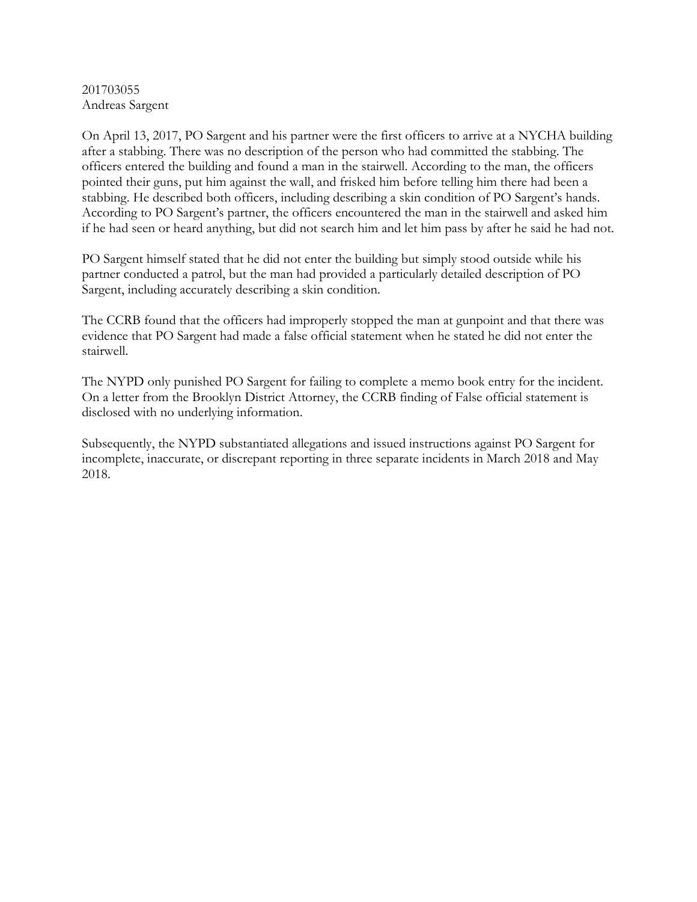201703055
Andreas Sargent

On April 13, 2017, PO Sargent and his partner were the first officers to arrive at a NYCHA building after a stabbing. There was no description of the person who had committed the stabbing. The officers entered the building and found a man in the stairwell. According to the man, the officers pointed their guns, put him against the wall, and frisked him before telling him there had been a stabbing. He described both officers, including describing a skin condition of PO Sargent's hands. According to PO Sargent's partner, the officers encountered the man in the stairwell and asked him if he had seen or heard anything, but did not search him and let him pass by after he said he had not.

PO Sargent himself stated that he did not enter the building but simply stood outside while his partner conducted a patrol, but the man had provided a particularly detailed description of PO Sargent, including accurately describing a skin condition.

The CCRB found that the officers had improperly stopped the man at gunpoint and that there was evidence that PO Sargent had made a false official statement when he stated he did not enter the stairwell.

The NYPD only punished PO Sargent for failing to complete a memo book entry for the incident. On a letter from the Brooklyn District Attorney, the CCRB finding of False official statement is disclosed with no underlying information.

Subsequently, the NYPD substantiated allegations and issued instructions against PO Sargent for incomplete, inaccurate, or discrepant reporting in three separate incidents in March 2018 and May 2018.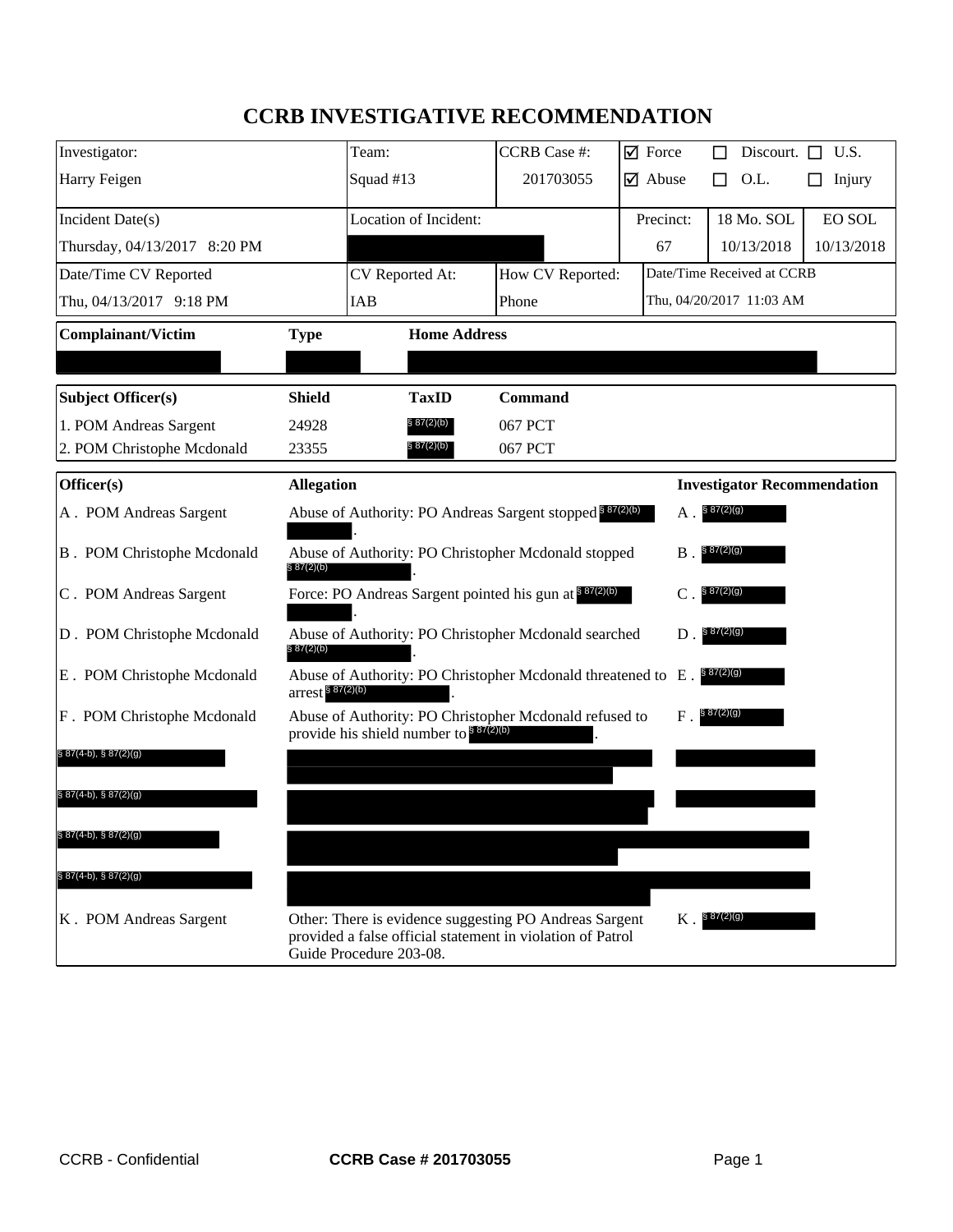# CCRB INVESTIGATIVE RECOMMENDATION

| Investigator: | Team: | CCRB Case #: | ☑ Force | ☐ Discourt. | ☐ U.S. |
|---|---|---|---|---|---|
| Harry Feigen | Squad #13 | 201703055 | ☑ Abuse | ☐ O.L. | ☐ Injury |

| Incident Date(s) | Location of Incident: | Precinct: | 18 Mo. SOL | EO SOL |
|---|---|---|---|---|
| Thursday, 04/13/2017 8:20 PM | | 67 | 10/13/2018 | 10/13/2018 |

| Date/Time CV Reported | CV Reported At: | How CV Reported: | Date/Time Received at CCRB |
|---|---|---|---|
| Thu, 04/13/2017 9:18 PM | IAB | Phone | Thu, 04/20/2017 11:03 AM |

| Complainant/Victim | Type | Home Address |
|---|---|---|
| | | |

| Subject Officer(s) | Shield | TaxID | Command |
|---|---|---|---|
| 1. POM Andreas Sargent | 24928 | § 87(2)(b) | 067 PCT |
| 2. POM Christophe Mcdonald | 23355 | § 87(2)(b) | 067 PCT |

| Officer(s) | Allegation | Investigator Recommendation |
|---|---|---|
| A . POM Andreas Sargent | Abuse of Authority: PO Andreas Sargent stopped § 87(2)(b) . | A . § 87(2)(g) |
| B . POM Christophe Mcdonald | Abuse of Authority: PO Christopher Mcdonald stopped § 87(2)(b) . | B . § 87(2)(g) |
| C . POM Andreas Sargent | Force: PO Andreas Sargent pointed his gun at § 87(2)(b) . | C . § 87(2)(g) |
| D . POM Christophe Mcdonald | Abuse of Authority: PO Christopher Mcdonald searched § 87(2)(b) . | D . § 87(2)(g) |
| E . POM Christophe Mcdonald | Abuse of Authority: PO Christopher Mcdonald threatened to arrest § 87(2)(b) . | E . § 87(2)(g) |
| F . POM Christophe Mcdonald | Abuse of Authority: PO Christopher Mcdonald refused to provide his shield number to § 87(2)(b) . | F . § 87(2)(g) |
| § 87(4-b), § 87(2)(g) | | |
| § 87(4-b), § 87(2)(g) | | |
| § 87(4-b), § 87(2)(g) | | |
| § 87(4-b), § 87(2)(g) | | |
| K . POM Andreas Sargent | Other: There is evidence suggesting PO Andreas Sargent provided a false official statement in violation of Patrol Guide Procedure 203-08. | K . § 87(2)(g) |

CCRB - Confidential | CCRB Case # 201703055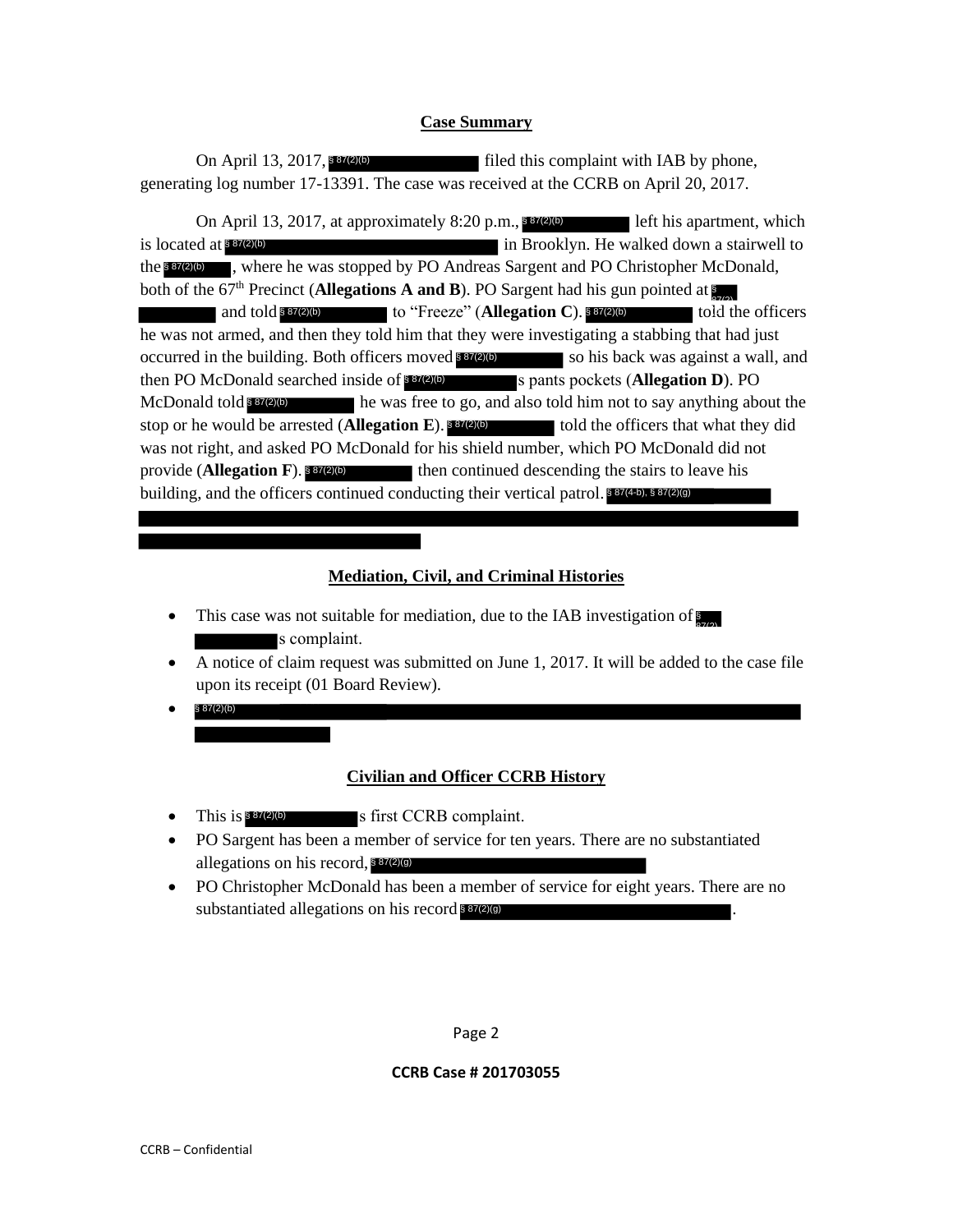## Case Summary

On April 13, 2017, § 87(2)(b) filed this complaint with IAB by phone, generating log number 17-13391. The case was received at the CCRB on April 20, 2017.

On April 13, 2017, at approximately 8:20 p.m., § 87(2)(b) left his apartment, which is located at § 87(2)(b) in Brooklyn. He walked down a stairwell to the § 87(2)(b), where he was stopped by PO Andreas Sargent and PO Christopher McDonald, both of the 67th Precinct (**Allegations A and B**). PO Sargent had his gun pointed at § 87(2) and told § 87(2)(b) to "Freeze" (**Allegation C**). § 87(2)(b) told the officers he was not armed, and then they told him that they were investigating a stabbing that had just occurred in the building. Both officers moved § 87(2)(b) so his back was against a wall, and then PO McDonald searched inside of § 87(2)(b)s pants pockets (**Allegation D**). PO McDonald told § 87(2)(b) he was free to go, and also told him not to say anything about the stop or he would be arrested (**Allegation E**). § 87(2)(b) told the officers that what they did was not right, and asked PO McDonald for his shield number, which PO McDonald did not provide (**Allegation F**). § 87(2)(b) then continued descending the stairs to leave his building, and the officers continued conducting their vertical patrol. § 87(4-b), § 87(2)(g)

## Mediation, Civil, and Criminal Histories

- This case was not suitable for mediation, due to the IAB investigation of § 87(2) s complaint.
- A notice of claim request was submitted on June 1, 2017. It will be added to the case file upon its receipt (01 Board Review).
- § 87(2)(b)

## Civilian and Officer CCRB History

- This is § 87(2)(b)s first CCRB complaint.
- PO Sargent has been a member of service for ten years. There are no substantiated allegations on his record, § 87(2)(g)
- PO Christopher McDonald has been a member of service for eight years. There are no substantiated allegations on his record § 87(2)(g).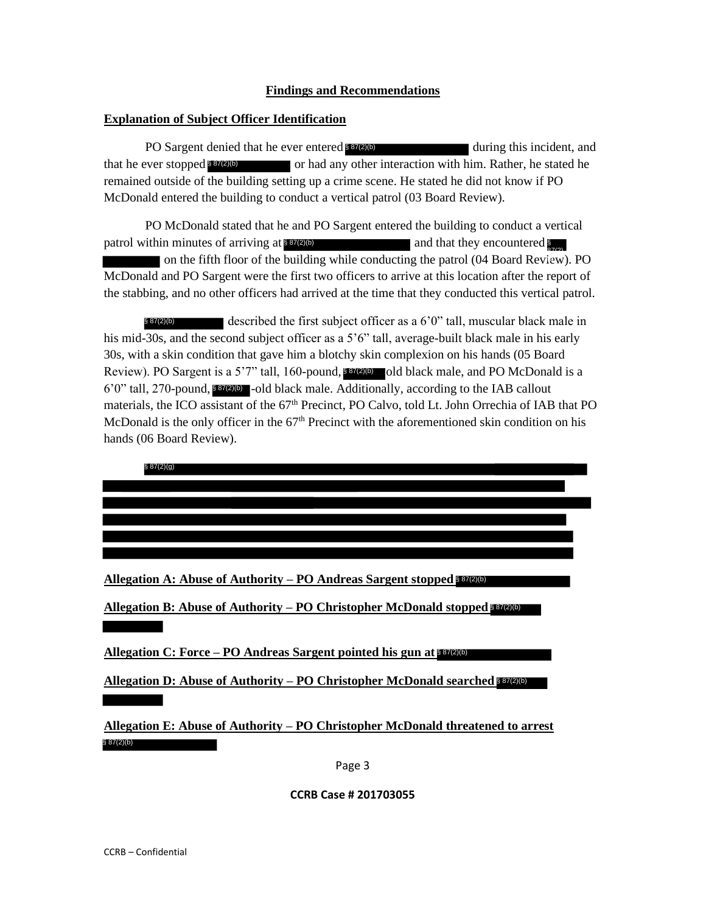## Findings and Recommendations

### Explanation of Subject Officer Identification

PO Sargent denied that he ever entered § 87(2)(b) during this incident, and that he ever stopped § 87(2)(b) or had any other interaction with him. Rather, he stated he remained outside of the building setting up a crime scene. He stated he did not know if PO McDonald entered the building to conduct a vertical patrol (03 Board Review).

PO McDonald stated that he and PO Sargent entered the building to conduct a vertical patrol within minutes of arriving at § 87(2)(b) and that they encountered § 87(2) on the fifth floor of the building while conducting the patrol (04 Board Review). PO McDonald and PO Sargent were the first two officers to arrive at this location after the report of the stabbing, and no other officers had arrived at the time that they conducted this vertical patrol.

§ 87(2)(b) described the first subject officer as a 6'0" tall, muscular black male in his mid-30s, and the second subject officer as a 5'6" tall, average-built black male in his early 30s, with a skin condition that gave him a blotchy skin complexion on his hands (05 Board Review). PO Sargent is a 5'7" tall, 160-pound, § 87(2)(b) old black male, and PO McDonald is a 6'0" tall, 270-pound, § 87(2)(b) -old black male. Additionally, according to the IAB callout materials, the ICO assistant of the 67th Precinct, PO Calvo, told Lt. John Orrechia of IAB that PO McDonald is the only officer in the 67th Precinct with the aforementioned skin condition on his hands (06 Board Review).

§ 87(2)(g)

**Allegation A: Abuse of Authority – PO Andreas Sargent stopped § 87(2)(b)**

**Allegation B: Abuse of Authority – PO Christopher McDonald stopped § 87(2)(b)**

**Allegation C: Force – PO Andreas Sargent pointed his gun at § 87(2)(b)**

**Allegation D: Abuse of Authority – PO Christopher McDonald searched § 87(2)(b)**

**Allegation E: Abuse of Authority – PO Christopher McDonald threatened to arrest § 87(2)(b)**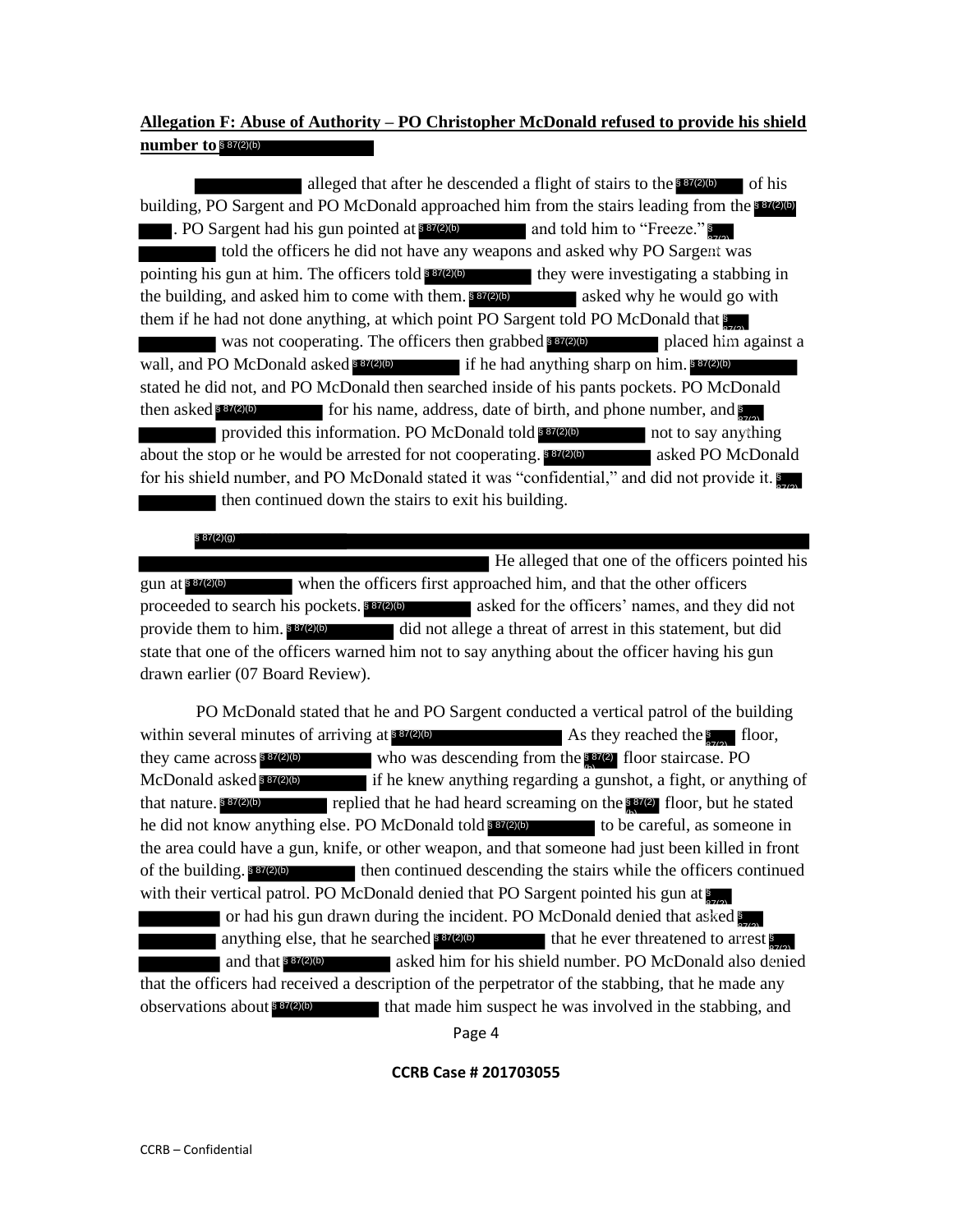**Allegation F: Abuse of Authority – PO Christopher McDonald refused to provide his shield number to** § 87(2)(b)

§ 87(2)(b) alleged that after he descended a flight of stairs to the § 87(2)(b) of his building, PO Sargent and PO McDonald approached him from the stairs leading from the § 87(2)(b). PO Sargent had his gun pointed at § 87(2)(b) and told him to "Freeze." § 87(2)(b) told the officers he did not have any weapons and asked why PO Sargent was pointing his gun at him. The officers told § 87(2)(b) they were investigating a stabbing in the building, and asked him to come with them. § 87(2)(b) asked why he would go with them if he had not done anything, at which point PO Sargent told PO McDonald that § 87(2)(b) was not cooperating. The officers then grabbed § 87(2)(b) placed him against a wall, and PO McDonald asked § 87(2)(b) if he had anything sharp on him. § 87(2)(b) stated he did not, and PO McDonald then searched inside of his pants pockets. PO McDonald then asked § 87(2)(b) for his name, address, date of birth, and phone number, and § 87(2)(b) provided this information. PO McDonald told § 87(2)(b) not to say anything about the stop or he would be arrested for not cooperating. § 87(2)(b) asked PO McDonald for his shield number, and PO McDonald stated it was "confidential," and did not provide it. § 87(2)(b) then continued down the stairs to exit his building.

§ 87(2)(g) He alleged that one of the officers pointed his gun at § 87(2)(b) when the officers first approached him, and that the other officers proceeded to search his pockets. § 87(2)(b) asked for the officers' names, and they did not provide them to him. § 87(2)(b) did not allege a threat of arrest in this statement, but did state that one of the officers warned him not to say anything about the officer having his gun drawn earlier (07 Board Review).

PO McDonald stated that he and PO Sargent conducted a vertical patrol of the building within several minutes of arriving at § 87(2)(b) As they reached the § 87(2)(b) floor, they came across § 87(2)(b) who was descending from the § 87(2)(b) floor staircase. PO McDonald asked § 87(2)(b) if he knew anything regarding a gunshot, a fight, or anything of that nature. § 87(2)(b) replied that he had heard screaming on the § 87(2)(b) floor, but he stated he did not know anything else. PO McDonald told § 87(2)(b) to be careful, as someone in the area could have a gun, knife, or other weapon, and that someone had just been killed in front of the building. § 87(2)(b) then continued descending the stairs while the officers continued with their vertical patrol. PO McDonald denied that PO Sargent pointed his gun at § 87(2)(b) or had his gun drawn during the incident. PO McDonald denied that asked § 87(2)(b) anything else, that he searched § 87(2)(b) that he ever threatened to arrest § 87(2)(b) and that § 87(2)(b) asked him for his shield number. PO McDonald also denied that the officers had received a description of the perpetrator of the stabbing, that he made any observations about § 87(2)(b) that made him suspect he was involved in the stabbing, and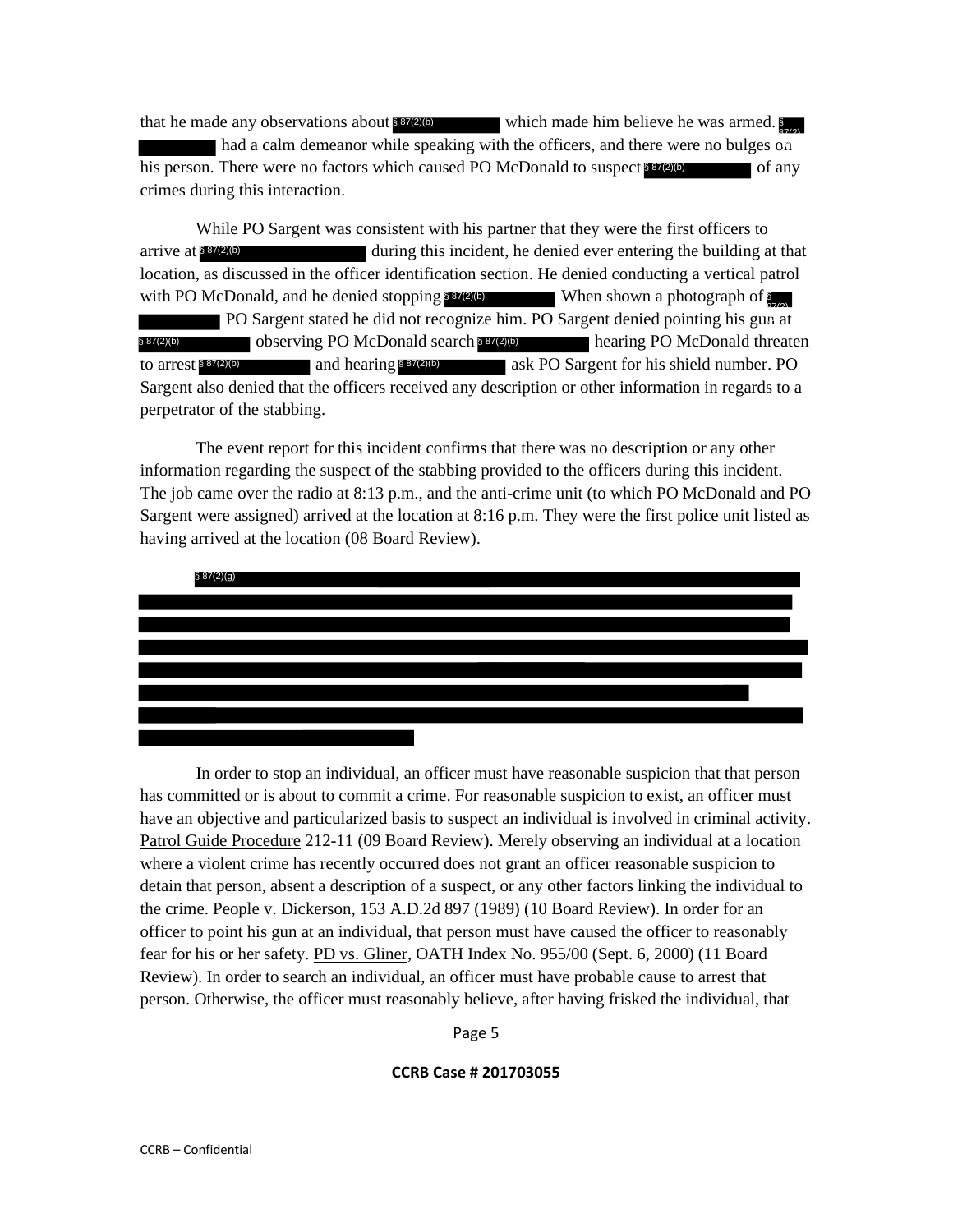that he made any observations about § 87(2)(b) which made him believe he was armed. § 87(2) had a calm demeanor while speaking with the officers, and there were no bulges on his person. There were no factors which caused PO McDonald to suspect § 87(2)(b) of any crimes during this interaction.

While PO Sargent was consistent with his partner that they were the first officers to arrive at § 87(2)(b) during this incident, he denied ever entering the building at that location, as discussed in the officer identification section. He denied conducting a vertical patrol with PO McDonald, and he denied stopping § 87(2)(b) When shown a photograph of § 87(2) PO Sargent stated he did not recognize him. PO Sargent denied pointing his gun at § 87(2)(b) observing PO McDonald search § 87(2)(b) hearing PO McDonald threaten to arrest § 87(2)(b) and hearing § 87(2)(b) ask PO Sargent for his shield number. PO Sargent also denied that the officers received any description or other information in regards to a perpetrator of the stabbing.

The event report for this incident confirms that there was no description or any other information regarding the suspect of the stabbing provided to the officers during this incident. The job came over the radio at 8:13 p.m., and the anti-crime unit (to which PO McDonald and PO Sargent were assigned) arrived at the location at 8:16 p.m. They were the first police unit listed as having arrived at the location (08 Board Review).

§ 87(2)(g)

In order to stop an individual, an officer must have reasonable suspicion that that person has committed or is about to commit a crime. For reasonable suspicion to exist, an officer must have an objective and particularized basis to suspect an individual is involved in criminal activity. Patrol Guide Procedure 212-11 (09 Board Review). Merely observing an individual at a location where a violent crime has recently occurred does not grant an officer reasonable suspicion to detain that person, absent a description of a suspect, or any other factors linking the individual to the crime. People v. Dickerson, 153 A.D.2d 897 (1989) (10 Board Review). In order for an officer to point his gun at an individual, that person must have caused the officer to reasonably fear for his or her safety. PD vs. Gliner, OATH Index No. 955/00 (Sept. 6, 2000) (11 Board Review). In order to search an individual, an officer must have probable cause to arrest that person. Otherwise, the officer must reasonably believe, after having frisked the individual, that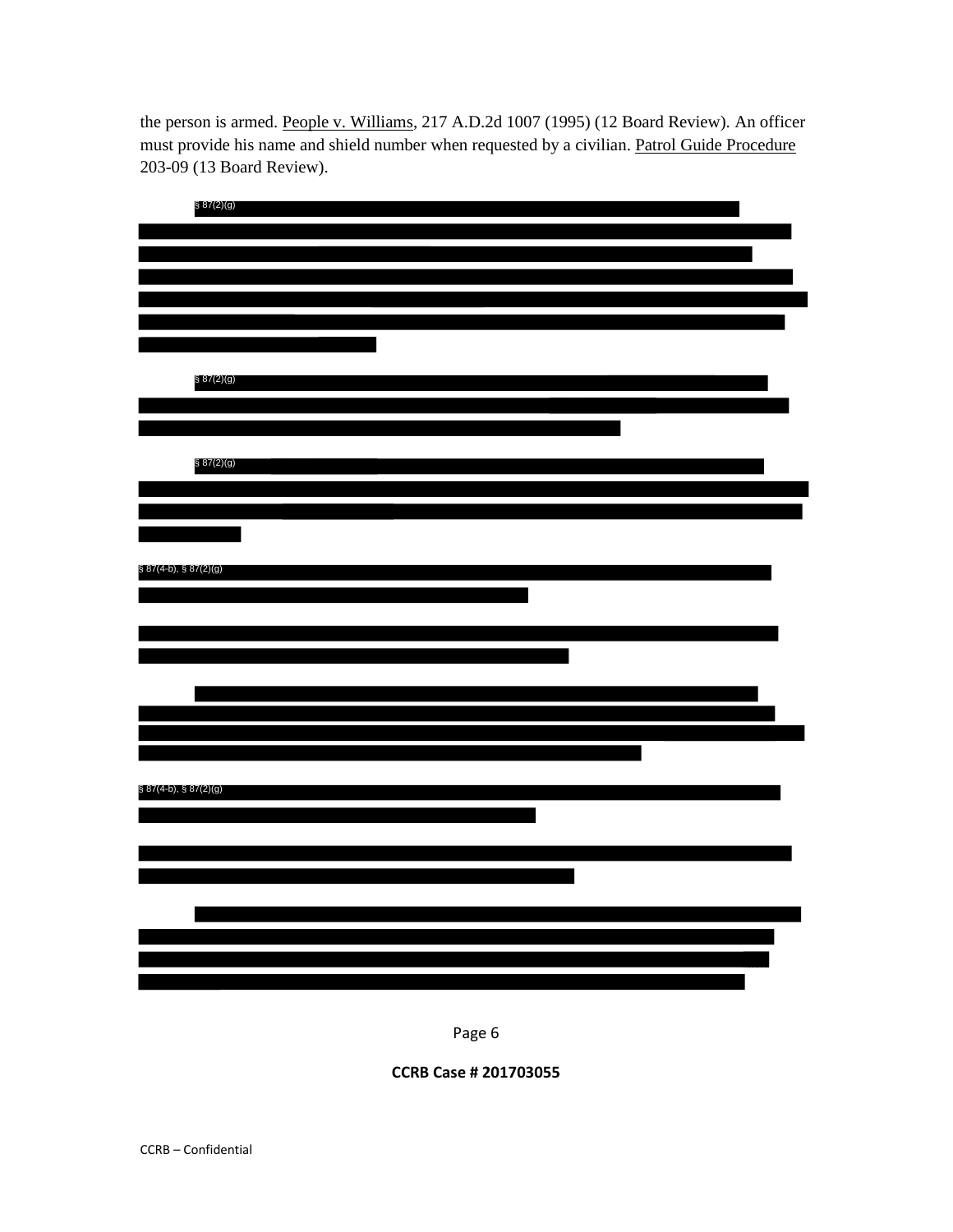the person is armed. People v. Williams, 217 A.D.2d 1007 (1995) (12 Board Review). An officer must provide his name and shield number when requested by a civilian. Patrol Guide Procedure 203-09 (13 Board Review).

§ 87(2)(g)

§ 87(2)(g)

§ 87(2)(g)

§ 87(4-b), § 87(2)(g)

§ 87(4-b), § 87(2)(g)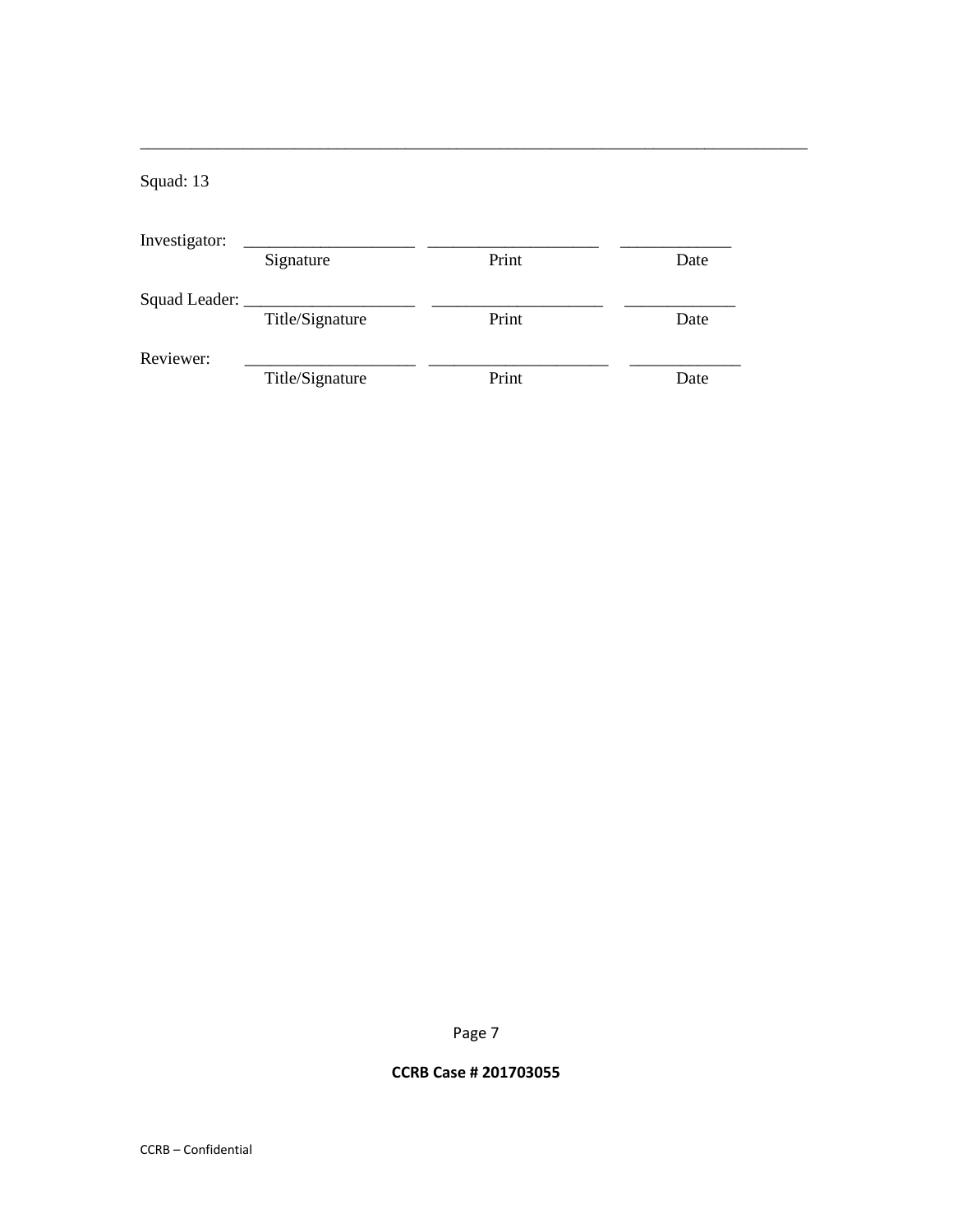---

Squad: 13

| | | | |
|---|---|---|---|
| Investigator: | ____________________ | ____________________ | _____________ |
| | Signature | Print | Date |
| Squad Leader: | ____________________ | ____________________ | _____________ |
| | Title/Signature | Print | Date |
| Reviewer: | ____________________ | ____________________ | _____________ |
| | Title/Signature | Print | Date |

**CCRB Case # 201703055**

CCRB – Confidential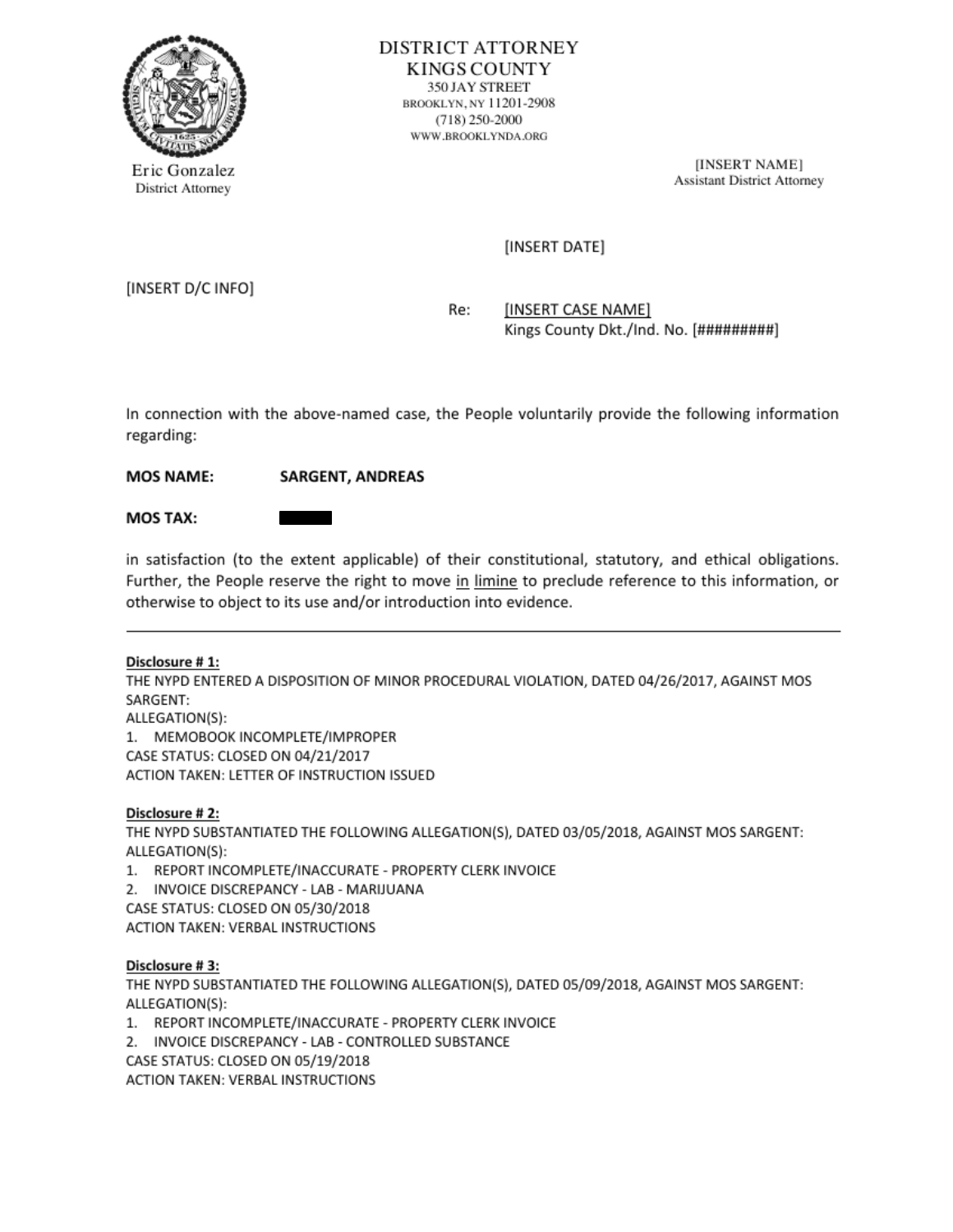DISTRICT ATTORNEY
KINGS COUNTY
350 JAY STREET
BROOKLYN, NY 11201-2908
(718) 250-2000
WWW.BROOKLYNDA.ORG

Eric Gonzalez
District Attorney

[INSERT NAME]
Assistant District Attorney

[INSERT DATE]

[INSERT D/C INFO]

Re: [INSERT CASE NAME]
Kings County Dkt./Ind. No. [#########]

In connection with the above-named case, the People voluntarily provide the following information regarding:

**MOS NAME:** **SARGENT, ANDREAS**

**MOS TAX:** ████

in satisfaction (to the extent applicable) of their constitutional, statutory, and ethical obligations. Further, the People reserve the right to move in limine to preclude reference to this information, or otherwise to object to its use and/or introduction into evidence.

---

**Disclosure # 1:**
THE NYPD ENTERED A DISPOSITION OF MINOR PROCEDURAL VIOLATION, DATED 04/26/2017, AGAINST MOS SARGENT:
ALLEGATION(S):
1. MEMOBOOK INCOMPLETE/IMPROPER

CASE STATUS: CLOSED ON 04/21/2017
ACTION TAKEN: LETTER OF INSTRUCTION ISSUED

**Disclosure # 2:**
THE NYPD SUBSTANTIATED THE FOLLOWING ALLEGATION(S), DATED 03/05/2018, AGAINST MOS SARGENT:
ALLEGATION(S):
1. REPORT INCOMPLETE/INACCURATE - PROPERTY CLERK INVOICE
2. INVOICE DISCREPANCY - LAB - MARIJUANA

CASE STATUS: CLOSED ON 05/30/2018
ACTION TAKEN: VERBAL INSTRUCTIONS

**Disclosure # 3:**
THE NYPD SUBSTANTIATED THE FOLLOWING ALLEGATION(S), DATED 05/09/2018, AGAINST MOS SARGENT:
ALLEGATION(S):
1. REPORT INCOMPLETE/INACCURATE - PROPERTY CLERK INVOICE
2. INVOICE DISCREPANCY - LAB - CONTROLLED SUBSTANCE

CASE STATUS: CLOSED ON 05/19/2018
ACTION TAKEN: VERBAL INSTRUCTIONS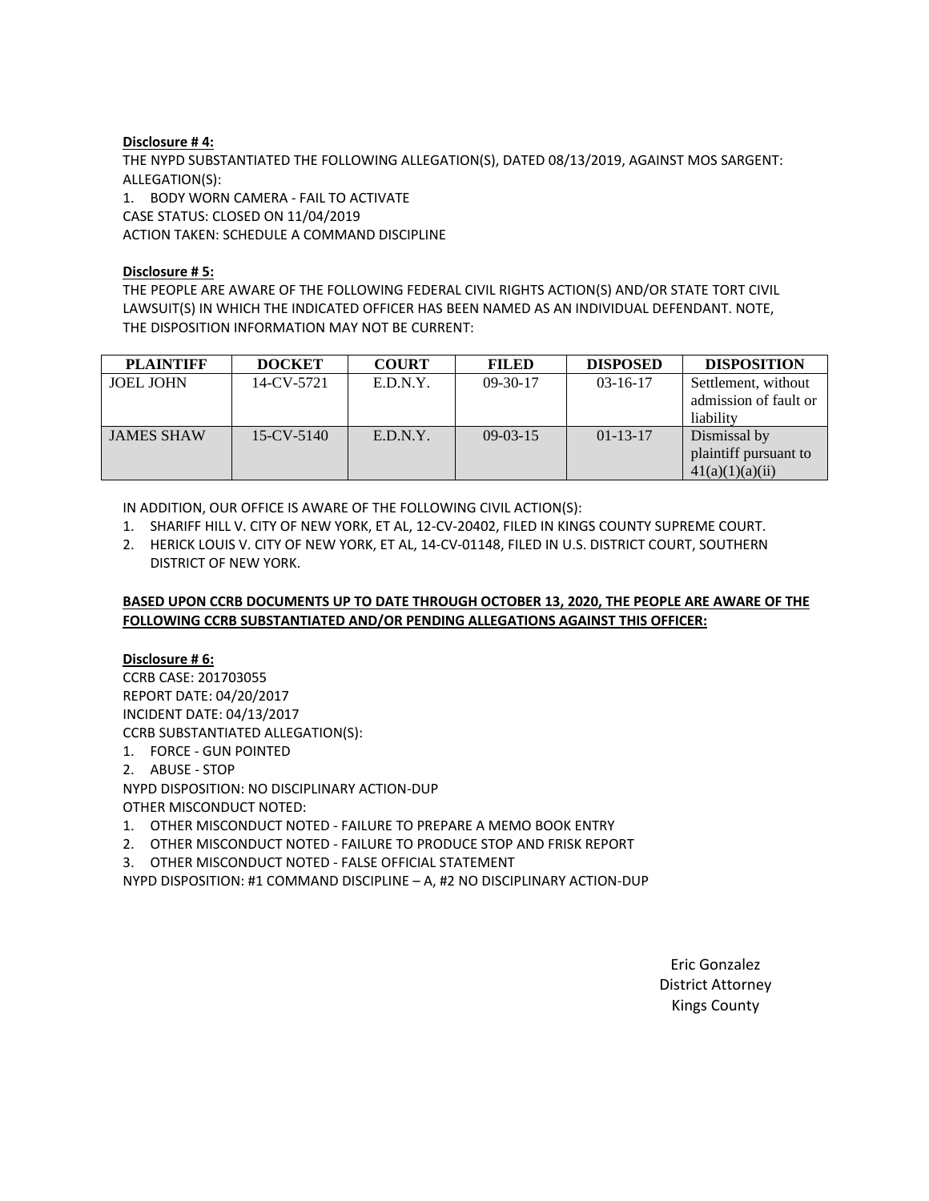**Disclosure # 4:**

THE NYPD SUBSTANTIATED THE FOLLOWING ALLEGATION(S), DATED 08/13/2019, AGAINST MOS SARGENT:
ALLEGATION(S):

1. BODY WORN CAMERA - FAIL TO ACTIVATE

CASE STATUS: CLOSED ON 11/04/2019
ACTION TAKEN: SCHEDULE A COMMAND DISCIPLINE

**Disclosure # 5:**

THE PEOPLE ARE AWARE OF THE FOLLOWING FEDERAL CIVIL RIGHTS ACTION(S) AND/OR STATE TORT CIVIL LAWSUIT(S) IN WHICH THE INDICATED OFFICER HAS BEEN NAMED AS AN INDIVIDUAL DEFENDANT. NOTE, THE DISPOSITION INFORMATION MAY NOT BE CURRENT:

| PLAINTIFF | DOCKET | COURT | FILED | DISPOSED | DISPOSITION |
|---|---|---|---|---|---|
| JOEL JOHN | 14-CV-5721 | E.D.N.Y. | 09-30-17 | 03-16-17 | Settlement, without admission of fault or liability |
| JAMES SHAW | 15-CV-5140 | E.D.N.Y. | 09-03-15 | 01-13-17 | Dismissal by plaintiff pursuant to 41(a)(1)(a)(ii) |

IN ADDITION, OUR OFFICE IS AWARE OF THE FOLLOWING CIVIL ACTION(S):

1. SHARIFF HILL V. CITY OF NEW YORK, ET AL, 12-CV-20402, FILED IN KINGS COUNTY SUPREME COURT.
2. HERICK LOUIS V. CITY OF NEW YORK, ET AL, 14-CV-01148, FILED IN U.S. DISTRICT COURT, SOUTHERN DISTRICT OF NEW YORK.

**BASED UPON CCRB DOCUMENTS UP TO DATE THROUGH OCTOBER 13, 2020, THE PEOPLE ARE AWARE OF THE FOLLOWING CCRB SUBSTANTIATED AND/OR PENDING ALLEGATIONS AGAINST THIS OFFICER:**

**Disclosure # 6:**

CCRB CASE: 201703055
REPORT DATE: 04/20/2017
INCIDENT DATE: 04/13/2017
CCRB SUBSTANTIATED ALLEGATION(S):

1. FORCE - GUN POINTED
2. ABUSE - STOP

NYPD DISPOSITION: NO DISCIPLINARY ACTION-DUP
OTHER MISCONDUCT NOTED:

1. OTHER MISCONDUCT NOTED - FAILURE TO PREPARE A MEMO BOOK ENTRY
2. OTHER MISCONDUCT NOTED - FAILURE TO PRODUCE STOP AND FRISK REPORT
3. OTHER MISCONDUCT NOTED - FALSE OFFICIAL STATEMENT

NYPD DISPOSITION: #1 COMMAND DISCIPLINE – A, #2 NO DISCIPLINARY ACTION-DUP

Eric Gonzalez
District Attorney
Kings County